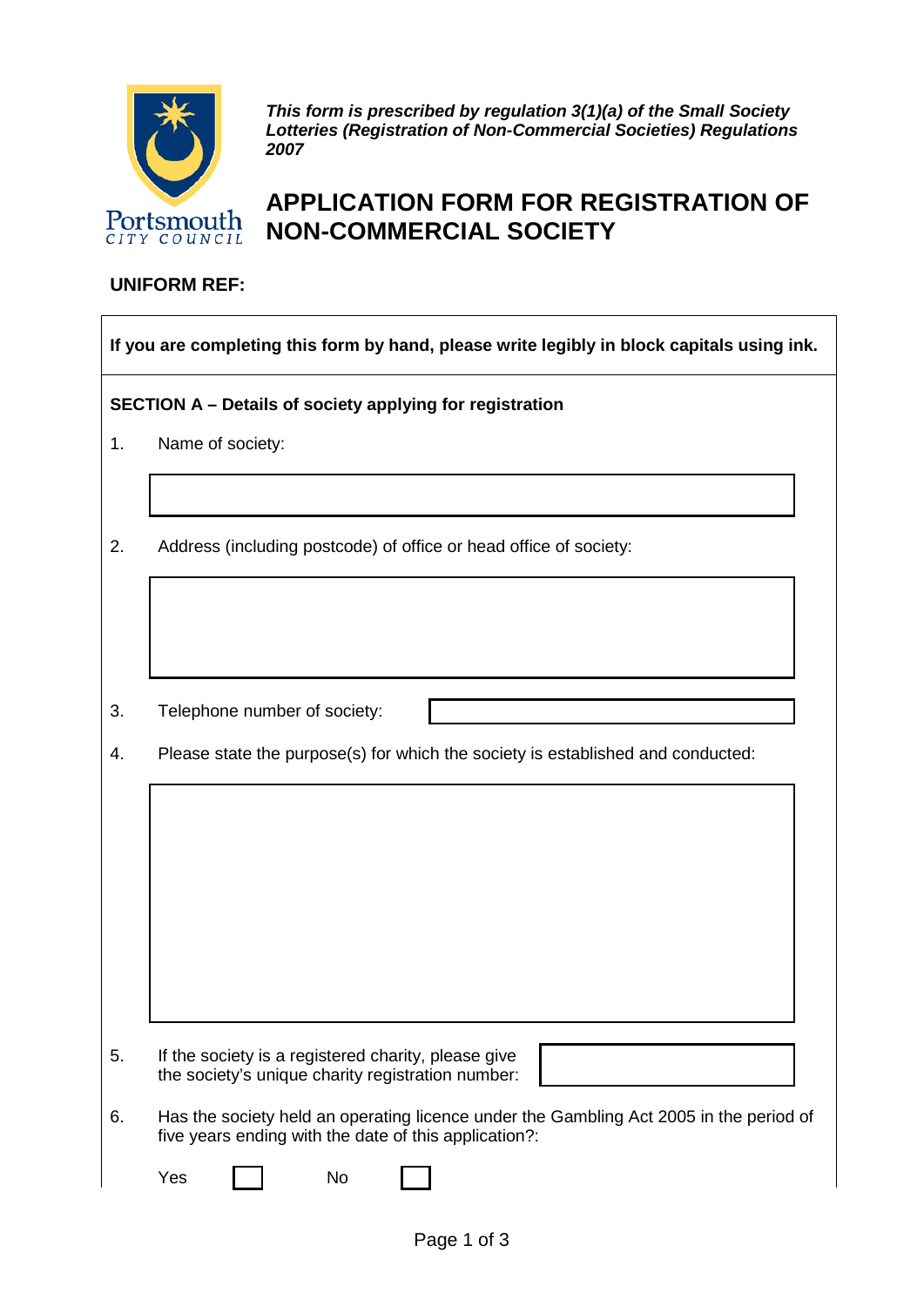Portsmouth CITY COUNCIL

***This form is prescribed by regulation 3(1)(a) of the Small Society Lotteries (Registration of Non-Commercial Societies) Regulations 2007***

# APPLICATION FORM FOR REGISTRATION OF NON-COMMERCIAL SOCIETY

**UNIFORM REF:**

**If you are completing this form by hand, please write legibly in block capitals using ink.**

**SECTION A – Details of society applying for registration**

1. Name of society:

2. Address (including postcode) of office or head office of society:

3. Telephone number of society:

4. Please state the purpose(s) for which the society is established and conducted:

5. If the society is a registered charity, please give the society's unique charity registration number:

6. Has the society held an operating licence under the Gambling Act 2005 in the period of five years ending with the date of this application?:

   Yes ☐ No ☐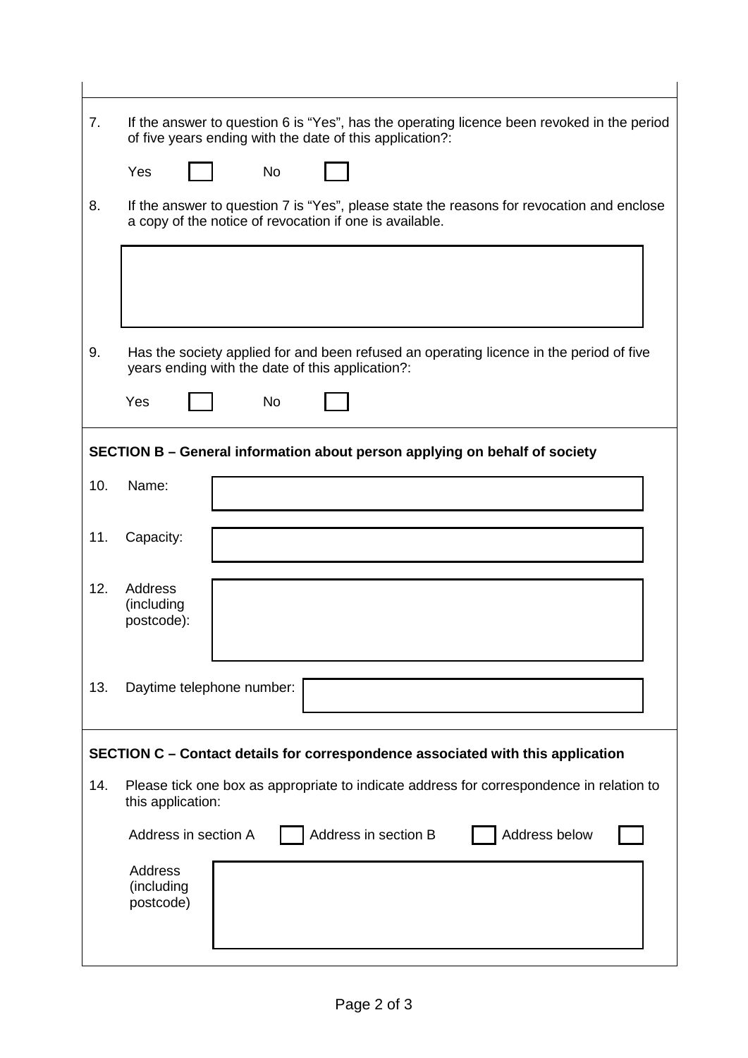7. If the answer to question 6 is "Yes", has the operating licence been revoked in the period of five years ending with the date of this application?:

   Yes ☐ No ☐

8. If the answer to question 7 is "Yes", please state the reasons for revocation and enclose a copy of the notice of revocation if one is available.

9. Has the society applied for and been refused an operating licence in the period of five years ending with the date of this application?:

   Yes ☐ No ☐

**SECTION B – General information about person applying on behalf of society**

10. Name:

11. Capacity:

12. Address (including postcode):

13. Daytime telephone number:

**SECTION C – Contact details for correspondence associated with this application**

14. Please tick one box as appropriate to indicate address for correspondence in relation to this application:

    Address in section A ☐ Address in section B ☐ Address below ☐

    Address (including postcode)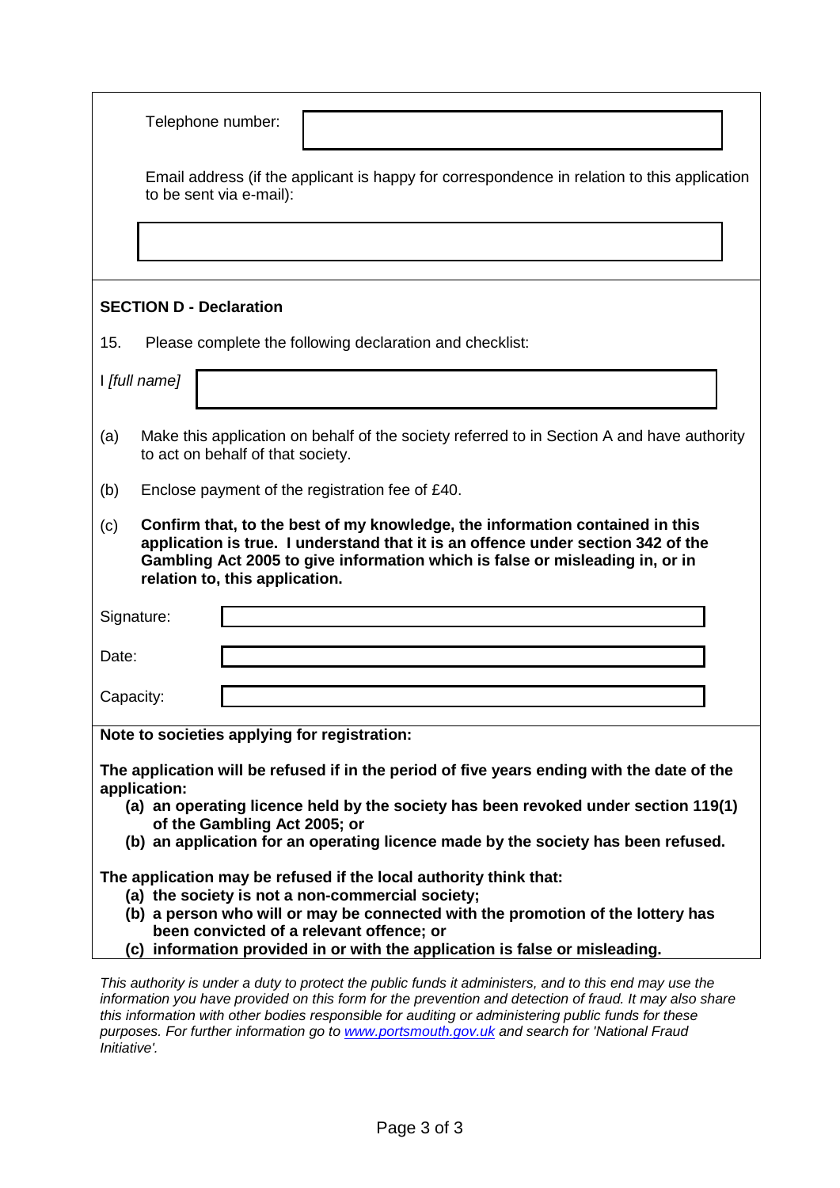Telephone number:

Email address (if the applicant is happy for correspondence in relation to this application to be sent via e-mail):

## SECTION D - Declaration

15. Please complete the following declaration and checklist:

I *[full name]*

(a) Make this application on behalf of the society referred to in Section A and have authority to act on behalf of that society.

(b) Enclose payment of the registration fee of £40.

(c) **Confirm that, to the best of my knowledge, the information contained in this application is true. I understand that it is an offence under section 342 of the Gambling Act 2005 to give information which is false or misleading in, or in relation to, this application.**

Signature:

Date:

Capacity:

**Note to societies applying for registration:**

**The application will be refused if in the period of five years ending with the date of the application:**

- **(a) an operating licence held by the society has been revoked under section 119(1) of the Gambling Act 2005; or**
- **(b) an application for an operating licence made by the society has been refused.**

**The application may be refused if the local authority think that:**

- **(a) the society is not a non-commercial society;**
- **(b) a person who will or may be connected with the promotion of the lottery has been convicted of a relevant offence; or**
- **(c) information provided in or with the application is false or misleading.**

*This authority is under a duty to protect the public funds it administers, and to this end may use the information you have provided on this form for the prevention and detection of fraud. It may also share this information with other bodies responsible for auditing or administering public funds for these purposes. For further information go to [www.portsmouth.gov.uk](http://www.portsmouth.gov.uk) and search for 'National Fraud Initiative'.*